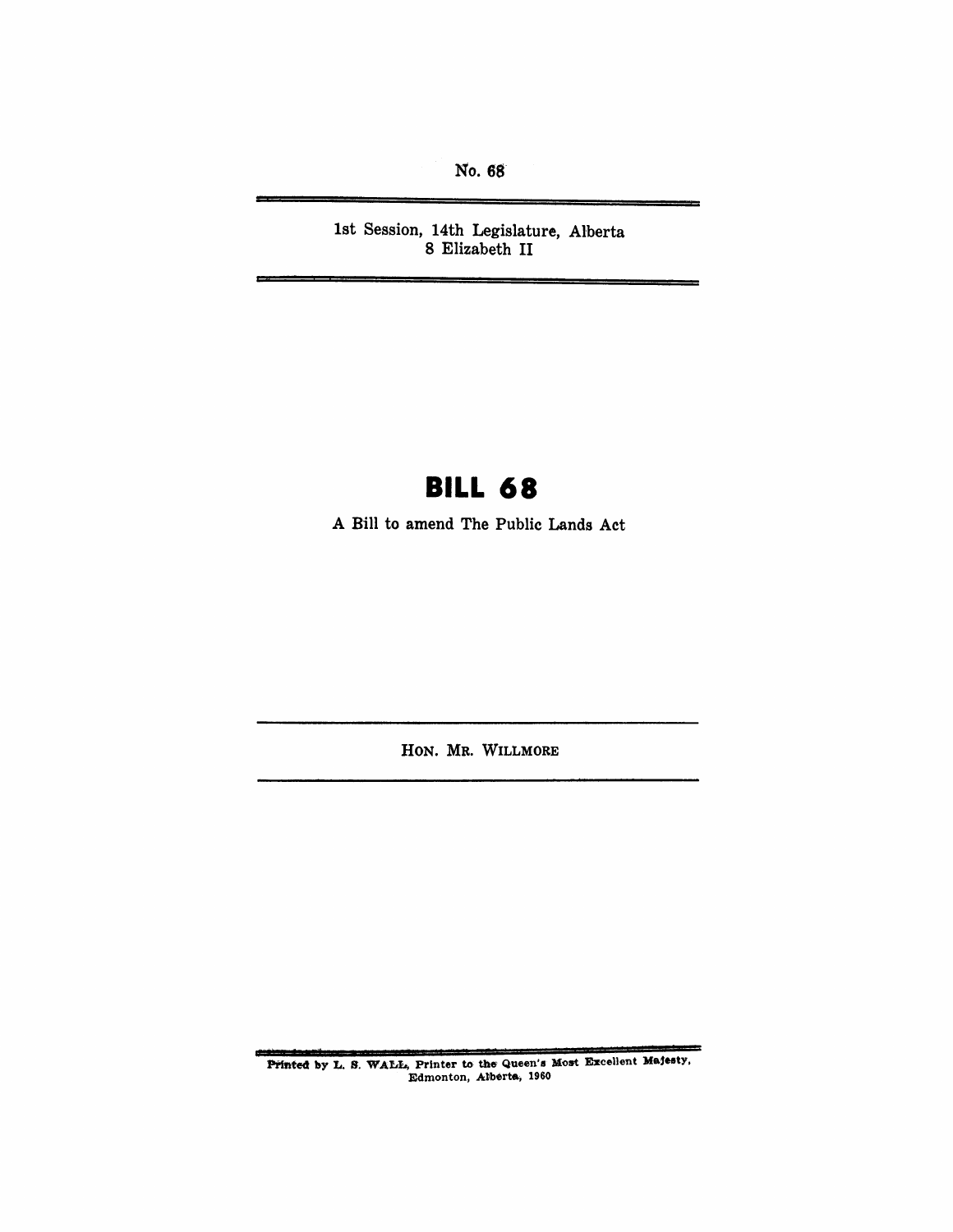No. 68

1st Session, 14th Legislature, Alberta
8 Elizabeth II

# BILL 68

A Bill to amend The Public Lands Act

HON. MR. WILLMORE

Printed by L. S. WALL, Printer to the Queen's Most Excellent Majesty, Edmonton, Alberta, 1960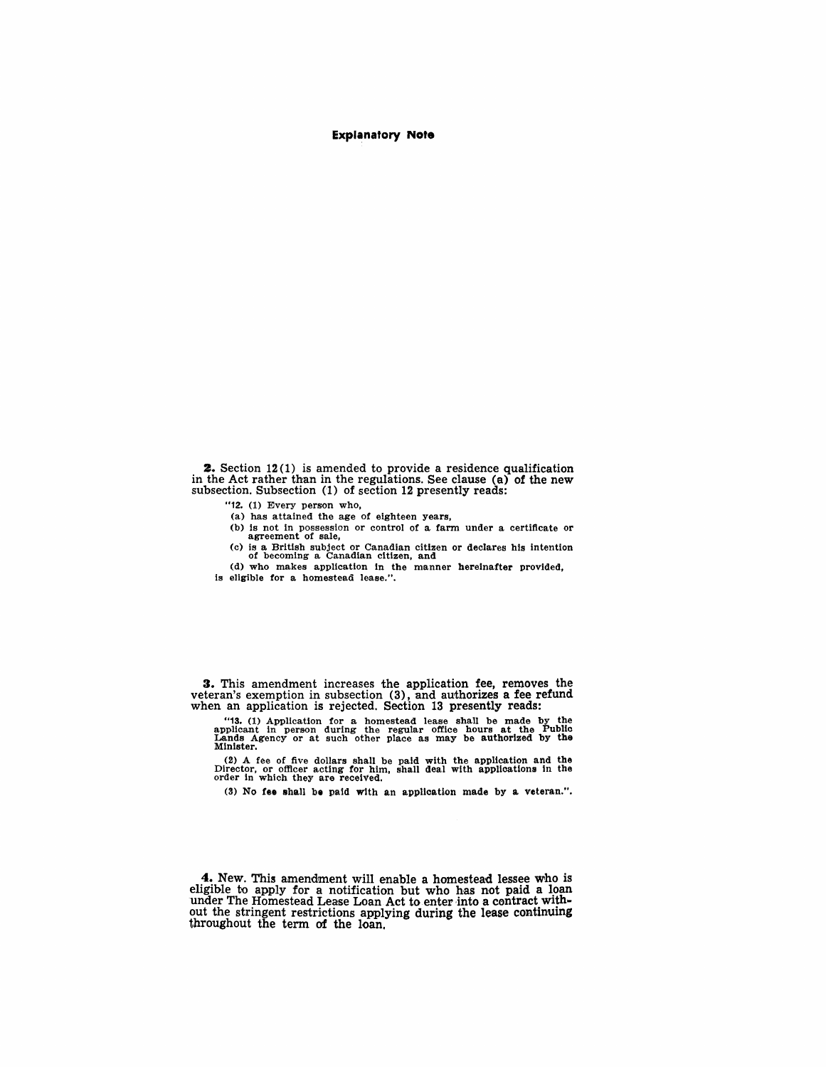## Explanatory Note

**2.** Section 12(1) is amended to provide a residence qualification in the Act rather than in the regulations. See clause (a) of the new subsection. Subsection (1) of section 12 presently reads:

> "12. (1) Every person who,
>
> (a) has attained the age of eighteen years,
>
> (b) is not in possession or control of a farm under a certificate or agreement of sale,
>
> (c) is a British subject or Canadian citizen or declares his intention of becoming a Canadian citizen, and
>
> (d) who makes application in the manner hereinafter provided,
>
> is eligible for a homestead lease.".

**3.** This amendment increases the application fee, removes the veteran's exemption in subsection (3), and authorizes a fee refund when an application is rejected. Section 13 presently reads:

> "13. (1) Application for a homestead lease shall be made by the applicant in person during the regular office hours at the Public Lands Agency or at such other place as may be authorized by the Minister.
>
> (2) A fee of five dollars shall be paid with the application and the Director, or officer acting for him, shall deal with applications in the order in which they are received.
>
> (3) No fee shall be paid with an application made by a veteran.".

**4.** New. This amendment will enable a homestead lessee who is eligible to apply for a notification but who has not paid a loan under The Homestead Lease Loan Act to enter into a contract without the stringent restrictions applying during the lease continuing throughout the term of the loan.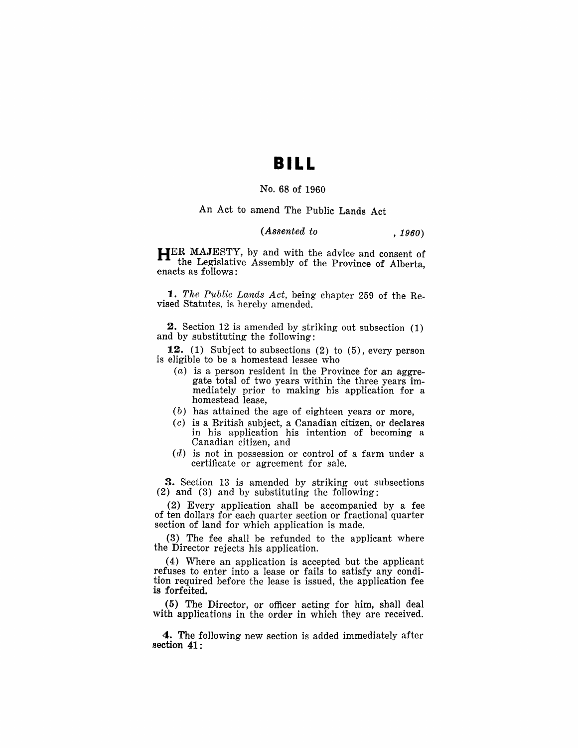# BILL

No. 68 of 1960

An Act to amend The Public Lands Act

*(Assented to , 1960)*

HER MAJESTY, by and with the advice and consent of the Legislative Assembly of the Province of Alberta, enacts as follows:

**1.** *The Public Lands Act,* being chapter 259 of the Revised Statutes, is hereby amended.

**2.** Section 12 is amended by striking out subsection (1) and by substituting the following:

**12.** (1) Subject to subsections (2) to (5), every person is eligible to be a homestead lessee who

- (*a*) is a person resident in the Province for an aggregate total of two years within the three years immediately prior to making his application for a homestead lease,
- (*b*) has attained the age of eighteen years or more,
- (*c*) is a British subject, a Canadian citizen, or declares in his application his intention of becoming a Canadian citizen, and
- (*d*) is not in possession or control of a farm under a certificate or agreement for sale.

**3.** Section 13 is amended by striking out subsections (2) and (3) and by substituting the following:

(2) Every application shall be accompanied by a fee of ten dollars for each quarter section or fractional quarter section of land for which application is made.

(3) The fee shall be refunded to the applicant where the Director rejects his application.

(4) Where an application is accepted but the applicant refuses to enter into a lease or fails to satisfy any condition required before the lease is issued, the application fee is forfeited.

(5) The Director, or officer acting for him, shall deal with applications in the order in which they are received.

**4.** The following new section is added immediately after section 41: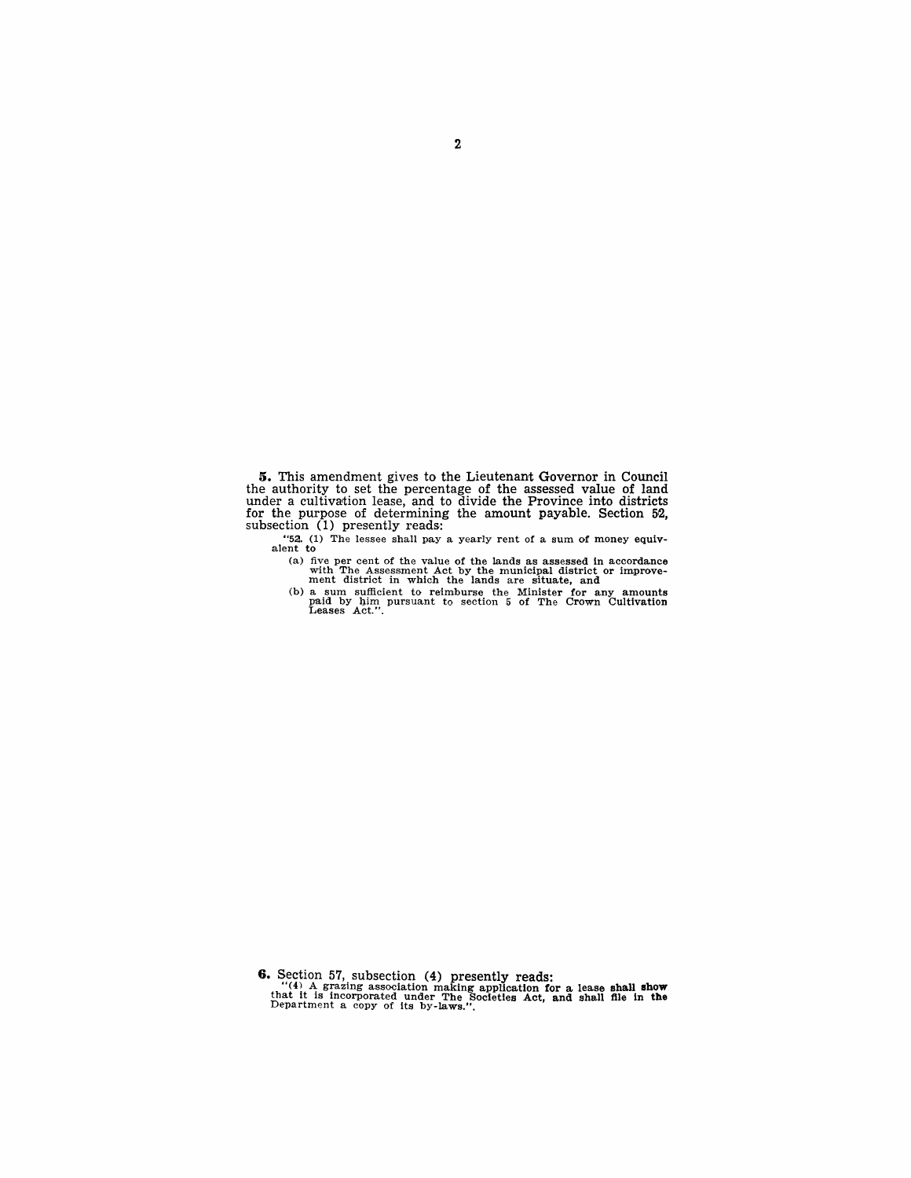**5.** This amendment gives to the Lieutenant Governor in Council the authority to set the percentage of the assessed value of land under a cultivation lease, and to divide the Province into districts for the purpose of determining the amount payable. Section 52, subsection (1) presently reads:

> "52. (1) The lessee shall pay a yearly rent of a sum of money equivalent to
>
> (a) five per cent of the value of the lands as assessed in accordance with The Assessment Act by the municipal district or improvement district in which the lands are situate, and
>
> (b) a sum sufficient to reimburse the Minister for any amounts paid by him pursuant to section 5 of The Crown Cultivation Leases Act.".

**6.** Section 57, subsection (4) presently reads:

> "(4) A grazing association making application for a lease shall show that it is incorporated under The Societies Act, and shall file in the Department a copy of its by-laws.".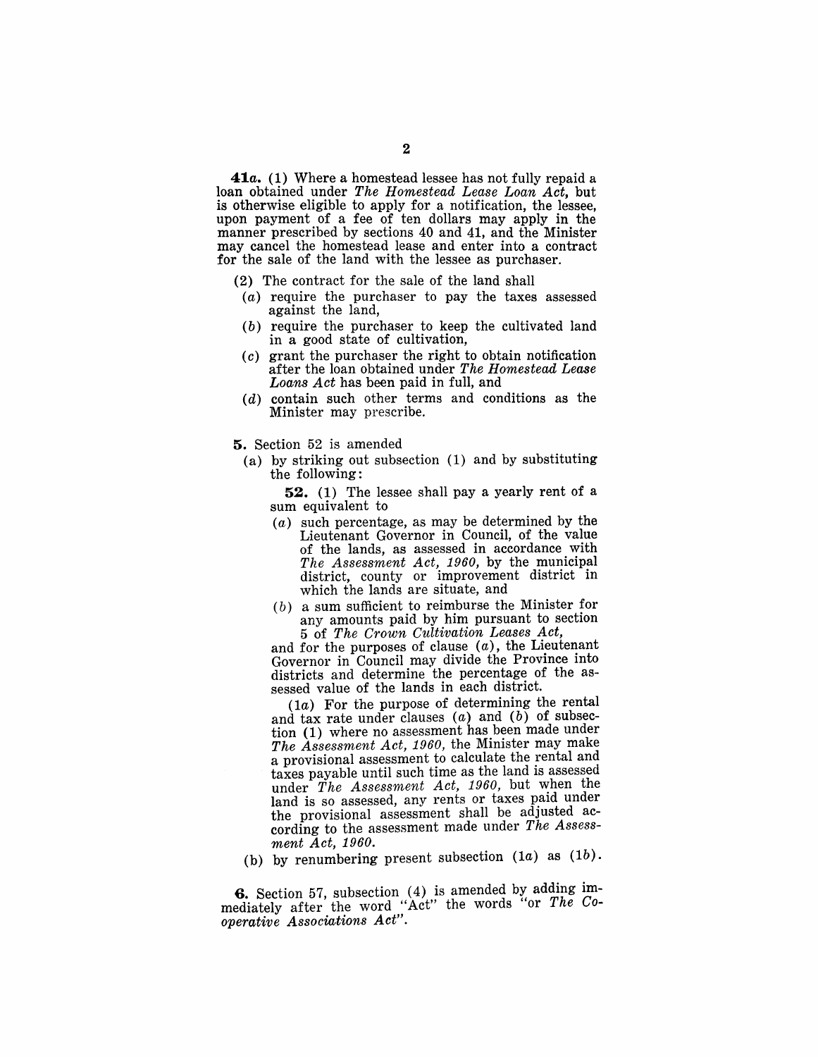**41*a*.** (1) Where a homestead lessee has not fully repaid a loan obtained under *The Homestead Lease Loan Act*, but is otherwise eligible to apply for a notification, the lessee, upon payment of a fee of ten dollars may apply in the manner prescribed by sections 40 and 41, and the Minister may cancel the homestead lease and enter into a contract for the sale of the land with the lessee as purchaser.

(2) The contract for the sale of the land shall

(*a*) require the purchaser to pay the taxes assessed against the land,

(*b*) require the purchaser to keep the cultivated land in a good state of cultivation,

(*c*) grant the purchaser the right to obtain notification after the loan obtained under *The Homestead Lease Loans Act* has been paid in full, and

(*d*) contain such other terms and conditions as the Minister may prescribe.

**5.** Section 52 is amended

(a) by striking out subsection (1) and by substituting the following:

**52.** (1) The lessee shall pay a yearly rent of a sum equivalent to

(*a*) such percentage, as may be determined by the Lieutenant Governor in Council, of the value of the lands, as assessed in accordance with *The Assessment Act, 1960*, by the municipal district, county or improvement district in which the lands are situate, and

(*b*) a sum sufficient to reimburse the Minister for any amounts paid by him pursuant to section 5 of *The Crown Cultivation Leases Act*,

and for the purposes of clause (*a*), the Lieutenant Governor in Council may divide the Province into districts and determine the percentage of the assessed value of the lands in each district.

(1*a*) For the purpose of determining the rental and tax rate under clauses (*a*) and (*b*) of subsection (1) where no assessment has been made under *The Assessment Act, 1960*, the Minister may make a provisional assessment to calculate the rental and taxes payable until such time as the land is assessed under *The Assessment Act, 1960*, but when the land is so assessed, any rents or taxes paid under the provisional assessment shall be adjusted according to the assessment made under *The Assessment Act, 1960*.

(b) by renumbering present subsection (1*a*) as (1*b*).

**6.** Section 57, subsection (4) is amended by adding immediately after the word "Act" the words "or *The Co-operative Associations Act*".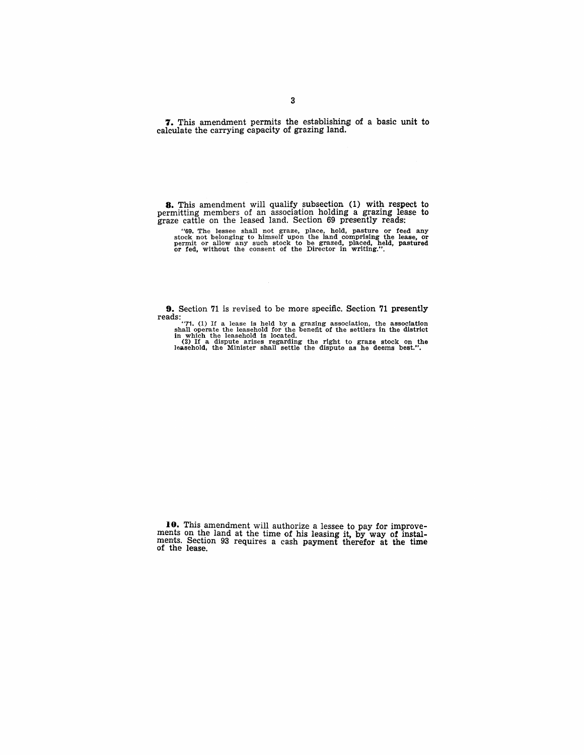**7.** This amendment permits the establishing of a basic unit to calculate the carrying capacity of grazing land.

**8.** This amendment will qualify subsection (1) with respect to permitting members of an association holding a grazing lease to graze cattle on the leased land. Section 69 presently reads:

> "69. The lessee shall not graze, place, hold, pasture or feed any stock not belonging to himself upon the land comprising the lease, or permit or allow any such stock to be grazed, placed, held, pastured or fed, without the consent of the Director in writing.".

**9.** Section 71 is revised to be more specific. Section 71 presently reads:

> "71. (1) If a lease is held by a grazing association, the association shall operate the leasehold for the benefit of the settlers in the district in which the leasehold is located.
>
> (2) If a dispute arises regarding the right to graze stock on the leasehold, the Minister shall settle the dispute as he deems best.".

**10.** This amendment will authorize a lessee to pay for improvements on the land at the time of his leasing it, by way of instalments. Section 93 requires a cash payment therefor at the time of the lease.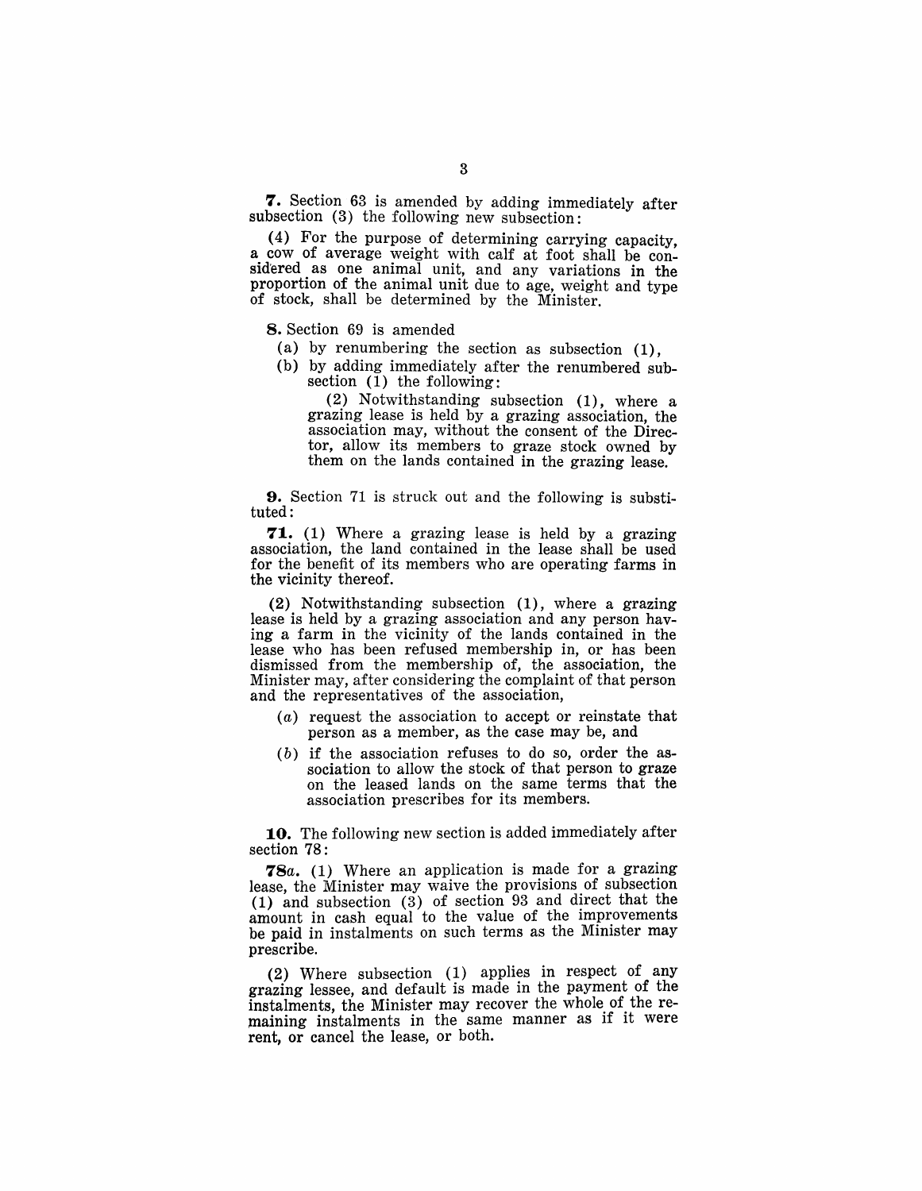**7.** Section 63 is amended by adding immediately after subsection (3) the following new subsection:

(4) For the purpose of determining carrying capacity, a cow of average weight with calf at foot shall be considered as one animal unit, and any variations in the proportion of the animal unit due to age, weight and type of stock, shall be determined by the Minister.

**8.** Section 69 is amended

(a) by renumbering the section as subsection (1),

(b) by adding immediately after the renumbered subsection (1) the following:

(2) Notwithstanding subsection (1), where a grazing lease is held by a grazing association, the association may, without the consent of the Director, allow its members to graze stock owned by them on the lands contained in the grazing lease.

**9.** Section 71 is struck out and the following is substituted:

**71.** (1) Where a grazing lease is held by a grazing association, the land contained in the lease shall be used for the benefit of its members who are operating farms in the vicinity thereof.

(2) Notwithstanding subsection (1), where a grazing lease is held by a grazing association and any person having a farm in the vicinity of the lands contained in the lease who has been refused membership in, or has been dismissed from the membership of, the association, the Minister may, after considering the complaint of that person and the representatives of the association,

(*a*) request the association to accept or reinstate that person as a member, as the case may be, and

(*b*) if the association refuses to do so, order the association to allow the stock of that person to graze on the leased lands on the same terms that the association prescribes for its members.

**10.** The following new section is added immediately after section 78:

**78*a*.** (1) Where an application is made for a grazing lease, the Minister may waive the provisions of subsection (1) and subsection (3) of section 93 and direct that the amount in cash equal to the value of the improvements be paid in instalments on such terms as the Minister may prescribe.

(2) Where subsection (1) applies in respect of any grazing lessee, and default is made in the payment of the instalments, the Minister may recover the whole of the remaining instalments in the same manner as if it were rent, or cancel the lease, or both.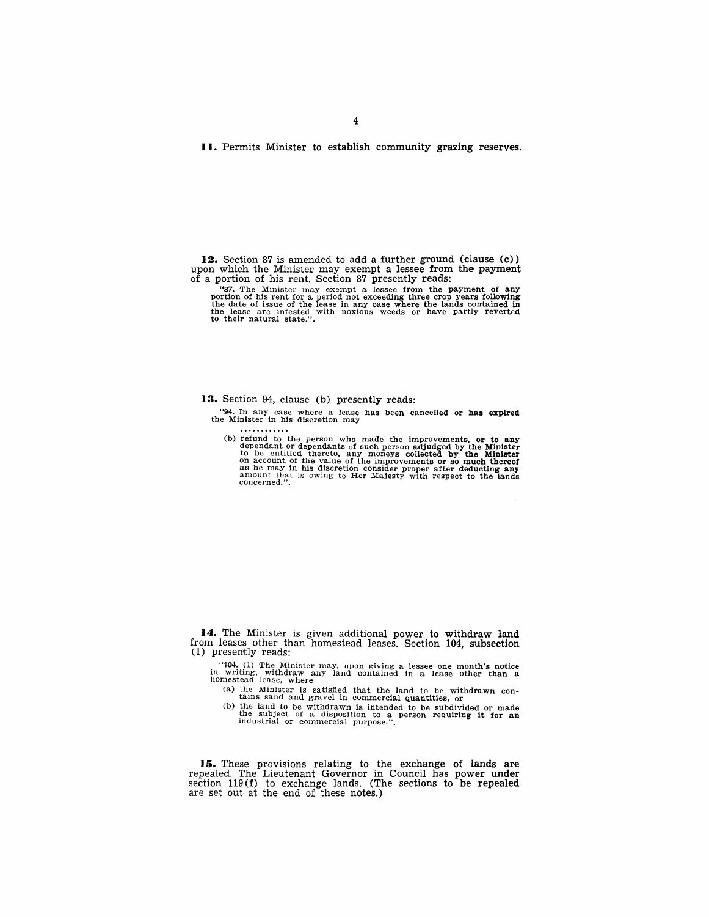**11.** Permits Minister to establish community grazing reserves.

**12.** Section 87 is amended to add a further ground (clause (c)) upon which the Minister may exempt a lessee from the payment of a portion of his rent. Section 87 presently reads:

> "87. The Minister may exempt a lessee from the payment of any portion of his rent for a period not exceeding three crop years following the date of issue of the lease in any case where the lands contained in the lease are infested with noxious weeds or have partly reverted to their natural state.".

**13.** Section 94, clause (b) presently reads:

> "94. In any case where a lease has been cancelled or has expired the Minister in his discretion may
>
> . . . . . . . . . . . .
>
> (b) refund to the person who made the improvements, or to any dependant or dependants of such person adjudged by the Minister to be entitled thereto, any moneys collected by the Minister on account of the value of the improvements or so much thereof as he may in his discretion consider proper after deducting any amount that is owing to Her Majesty with respect to the lands concerned.".

**14.** The Minister is given additional power to withdraw land from leases other than homestead leases. Section 104, subsection (1) presently reads:

> "104. (1) The Minister may, upon giving a lessee one month's notice in writing, withdraw any land contained in a lease other than a homestead lease, where
>
> (a) the Minister is satisfied that the land to be withdrawn contains sand and gravel in commercial quantities, or
>
> (b) the land to be withdrawn is intended to be subdivided or made the subject of a disposition to a person requiring it for an industrial or commercial purpose.".

**15.** These provisions relating to the exchange of lands are repealed. The Lieutenant Governor in Council has power under section 119(f) to exchange lands. (The sections to be repealed are set out at the end of these notes.)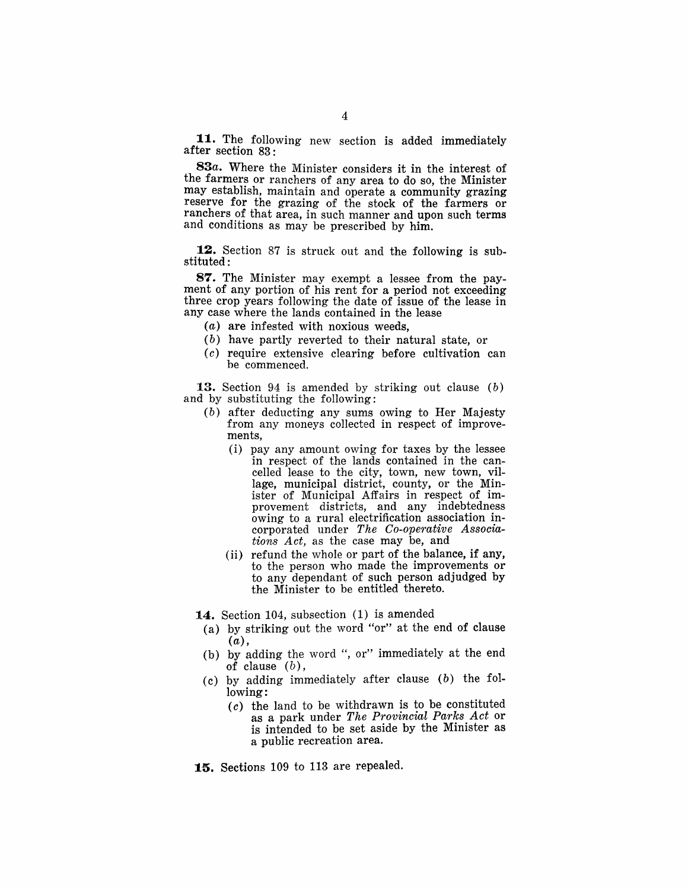**11.** The following new section is added immediately after section 83:

**83*a*.** Where the Minister considers it in the interest of the farmers or ranchers of any area to do so, the Minister may establish, maintain and operate a community grazing reserve for the grazing of the stock of the farmers or ranchers of that area, in such manner and upon such terms and conditions as may be prescribed by him.

**12.** Section 87 is struck out and the following is substituted:

**87.** The Minister may exempt a lessee from the payment of any portion of his rent for a period not exceeding three crop years following the date of issue of the lease in any case where the lands contained in the lease

- (*a*) are infested with noxious weeds,
- (*b*) have partly reverted to their natural state, or
- (*c*) require extensive clearing before cultivation can be commenced.

**13.** Section 94 is amended by striking out clause (*b*) and by substituting the following:

- (*b*) after deducting any sums owing to Her Majesty from any moneys collected in respect of improvements,
  - (i) pay any amount owing for taxes by the lessee in respect of the lands contained in the cancelled lease to the city, town, new town, village, municipal district, county, or the Minister of Municipal Affairs in respect of improvement districts, and any indebtedness owing to a rural electrification association incorporated under *The Co-operative Associations Act*, as the case may be, and
  - (ii) refund the whole or part of the balance, if any, to the person who made the improvements or to any dependant of such person adjudged by the Minister to be entitled thereto.

**14.** Section 104, subsection (1) is amended

- (a) by striking out the word "or" at the end of clause (*a*),
- (b) by adding the word ", or" immediately at the end of clause (*b*),
- (c) by adding immediately after clause (*b*) the following:
  - (*c*) the land to be withdrawn is to be constituted as a park under *The Provincial Parks Act* or is intended to be set aside by the Minister as a public recreation area.

**15.** Sections 109 to 113 are repealed.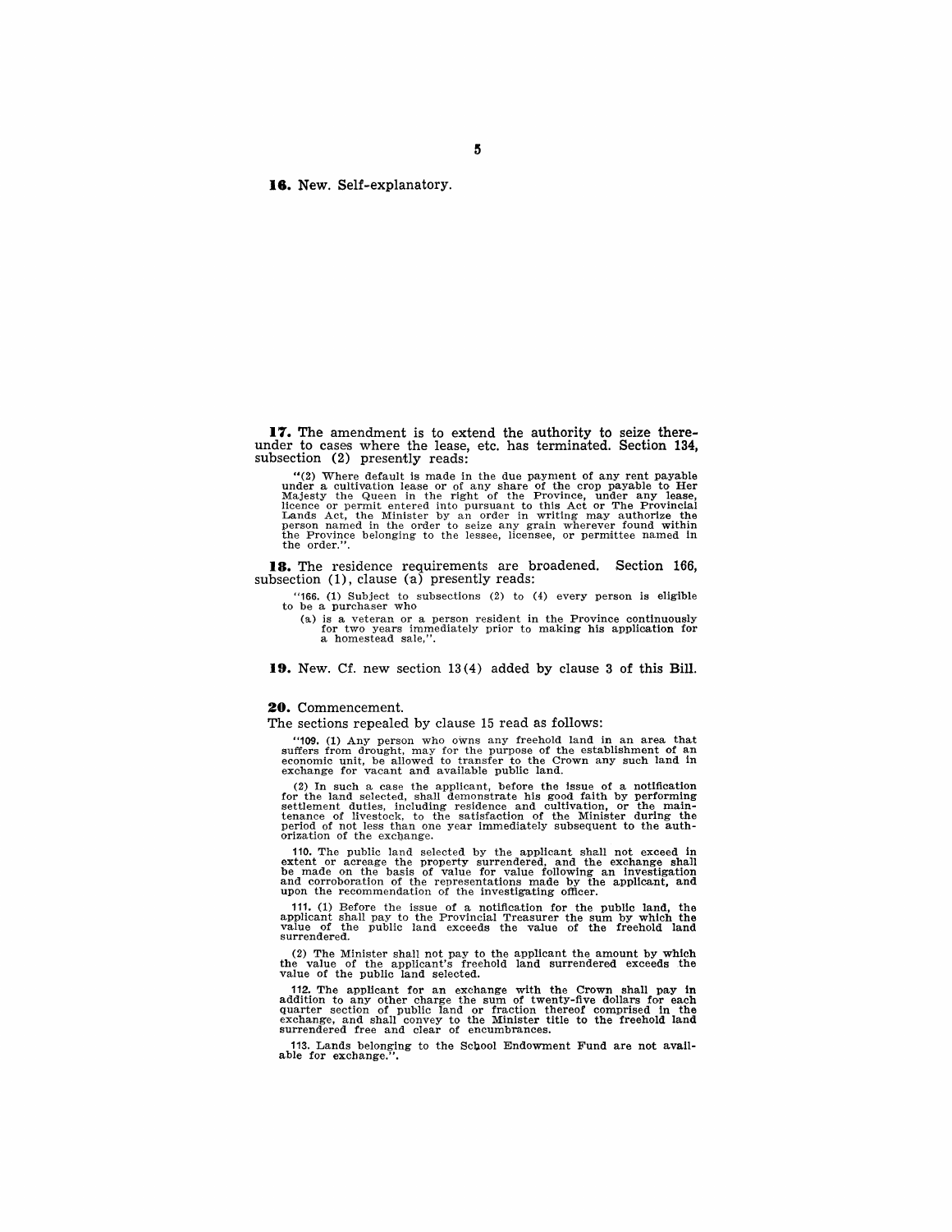**16.** New. Self-explanatory.

**17.** The amendment is to extend the authority to seize thereunder to cases where the lease, etc. has terminated. Section 134, subsection (2) presently reads:

> "(2) Where default is made in the due payment of any rent payable under a cultivation lease or of any share of the crop payable to Her Majesty the Queen in the right of the Province, under any lease, licence or permit entered into pursuant to this Act or The Provincial Lands Act, the Minister by an order in writing may authorize the person named in the order to seize any grain wherever found within the Province belonging to the lessee, licensee, or permittee named in the order.".

**18.** The residence requirements are broadened. Section 166, subsection (1), clause (a) presently reads:

> "166. (1) Subject to subsections (2) to (4) every person is eligible to be a purchaser who
>
> (a) is a veteran or a person resident in the Province continuously for two years immediately prior to making his application for a homestead sale,".

**19.** New. Cf. new section 13(4) added by clause 3 of this Bill.

**20.** Commencement.

The sections repealed by clause 15 read as follows:

> "109. (1) Any person who owns any freehold land in an area that suffers from drought, may for the purpose of the establishment of an economic unit, be allowed to transfer to the Crown any such land in exchange for vacant and available public land.
>
> (2) In such a case the applicant, before the issue of a notification for the land selected, shall demonstrate his good faith by performing settlement duties, including residence and cultivation, or the maintenance of livestock, to the satisfaction of the Minister during the period of not less than one year immediately subsequent to the authorization of the exchange.
>
> 110. The public land selected by the applicant shall not exceed in extent or acreage the property surrendered, and the exchange shall be made on the basis of value for value following an investigation and corroboration of the representations made by the applicant, and upon the recommendation of the investigating officer.
>
> 111. (1) Before the issue of a notification for the public land, the applicant shall pay to the Provincial Treasurer the sum by which the value of the public land exceeds the value of the freehold land surrendered.
>
> (2) The Minister shall not pay to the applicant the amount by which the value of the applicant's freehold land surrendered exceeds the value of the public land selected.
>
> 112. The applicant for an exchange with the Crown shall pay in addition to any other charge the sum of twenty-five dollars for each quarter section of public land or fraction thereof comprised in the exchange, and shall convey to the Minister title to the freehold land surrendered free and clear of encumbrances.
>
> 113. Lands belonging to the School Endowment Fund are not available for exchange.".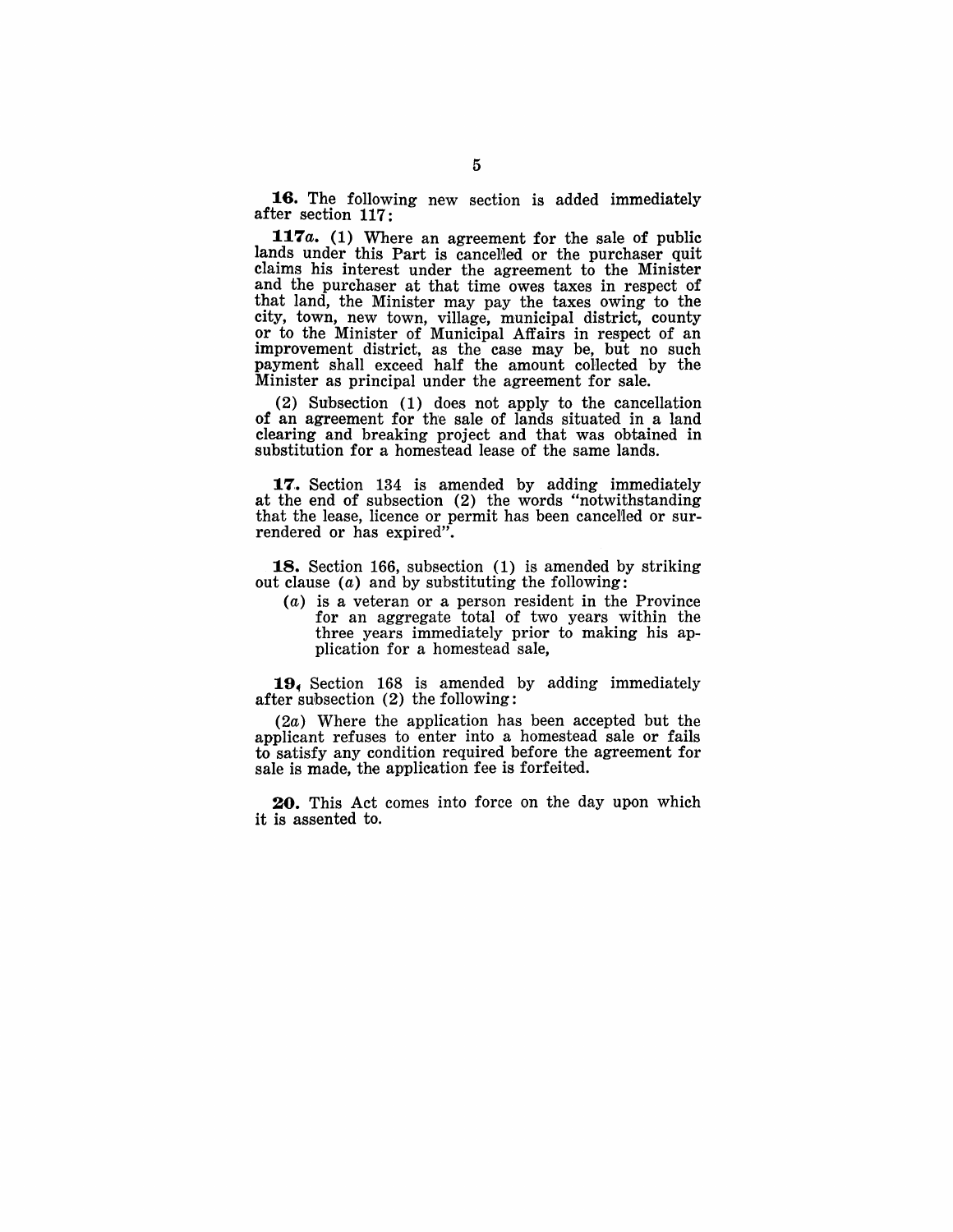**16.** The following new section is added immediately after section 117:

**117a.** (1) Where an agreement for the sale of public lands under this Part is cancelled or the purchaser quit claims his interest under the agreement to the Minister and the purchaser at that time owes taxes in respect of that land, the Minister may pay the taxes owing to the city, town, new town, village, municipal district, county or to the Minister of Municipal Affairs in respect of an improvement district, as the case may be, but no such payment shall exceed half the amount collected by the Minister as principal under the agreement for sale.

(2) Subsection (1) does not apply to the cancellation of an agreement for the sale of lands situated in a land clearing and breaking project and that was obtained in substitution for a homestead lease of the same lands.

**17.** Section 134 is amended by adding immediately at the end of subsection (2) the words "notwithstanding that the lease, licence or permit has been cancelled or surrendered or has expired".

**18.** Section 166, subsection (1) is amended by striking out clause (*a*) and by substituting the following:

(*a*) is a veteran or a person resident in the Province for an aggregate total of two years within the three years immediately prior to making his application for a homestead sale,

**19.** Section 168 is amended by adding immediately after subsection (2) the following:

(2*a*) Where the application has been accepted but the applicant refuses to enter into a homestead sale or fails to satisfy any condition required before the agreement for sale is made, the application fee is forfeited.

**20.** This Act comes into force on the day upon which it is assented to.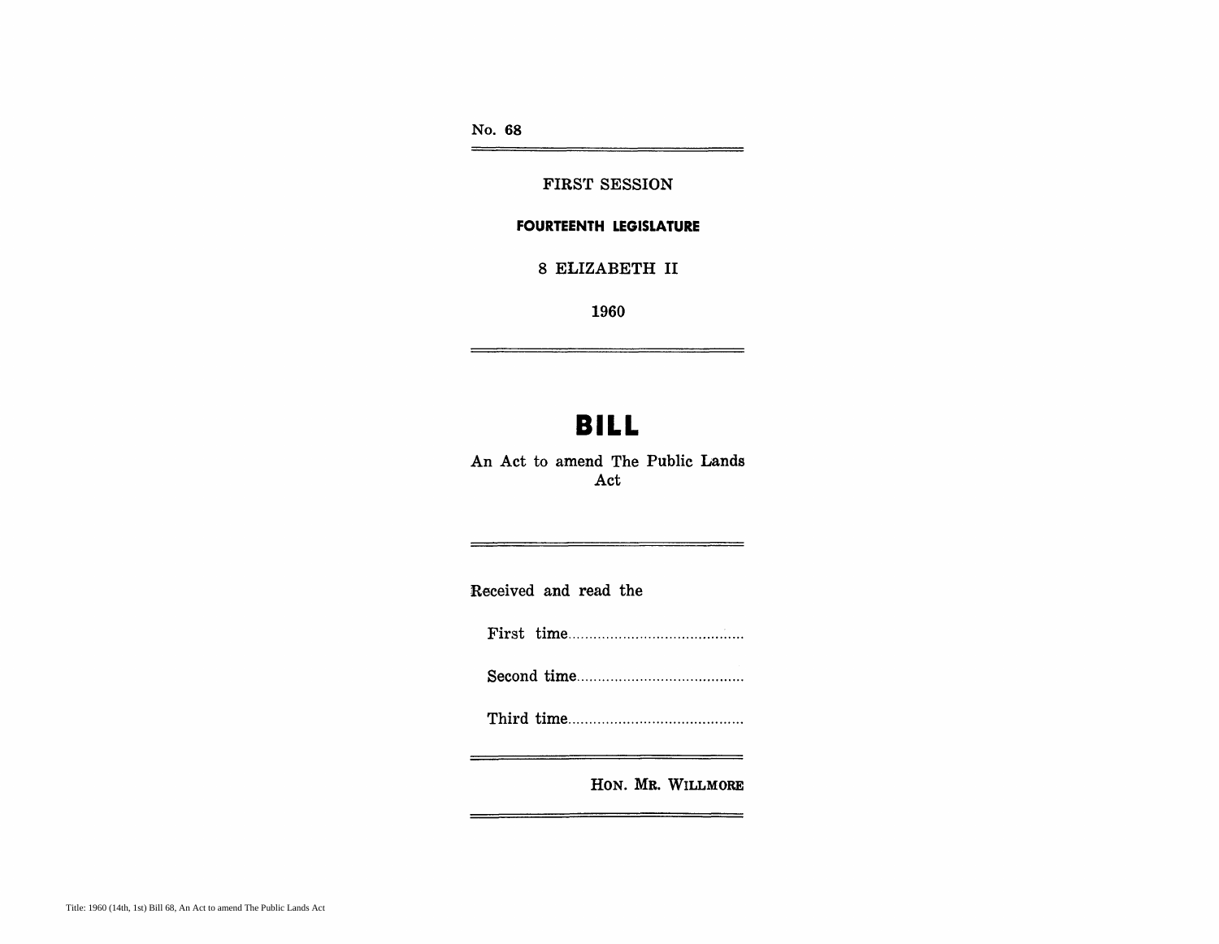No. 68

FIRST SESSION

**FOURTEENTH LEGISLATURE**

8 ELIZABETH II

1960

# BILL

An Act to amend The Public Lands Act

Received and read the

First time..........................................

Second time........................................

Third time..........................................

HON. MR. WILLMORE

Title: 1960 (14th, 1st) Bill 68, An Act to amend The Public Lands Act